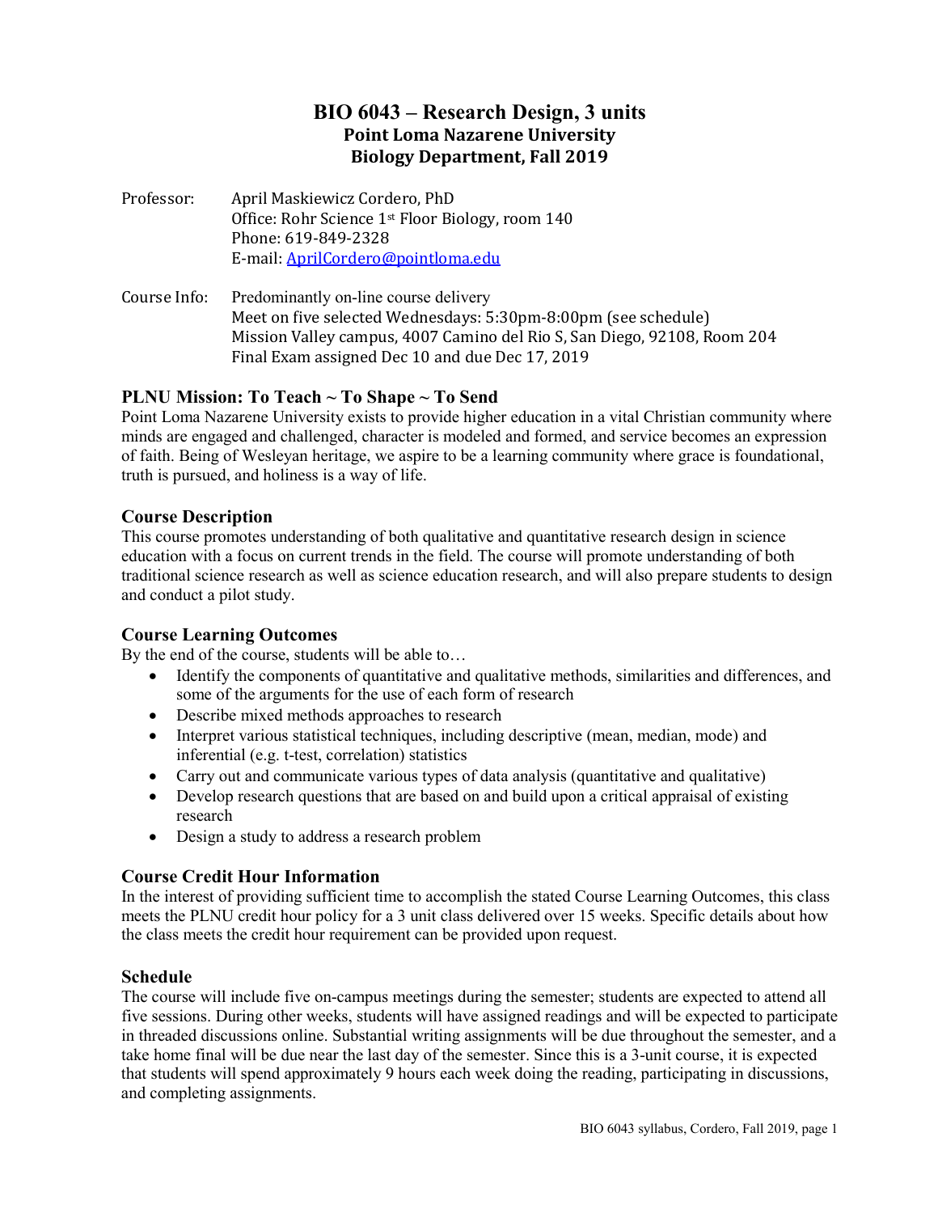# BIO 6043 – Research Design, 3 units

## Point Loma Nazarene University
## Biology Department, Fall 2019

Professor: April Maskiewicz Cordero, PhD
Office: Rohr Science 1st Floor Biology, room 140
Phone: 619-849-2328
E-mail: AprilCordero@pointloma.edu

Course Info: Predominantly on-line course delivery
Meet on five selected Wednesdays: 5:30pm-8:00pm (see schedule)
Mission Valley campus, 4007 Camino del Rio S, San Diego, 92108, Room 204
Final Exam assigned Dec 10 and due Dec 17, 2019

### PLNU Mission: To Teach ~ To Shape ~ To Send

Point Loma Nazarene University exists to provide higher education in a vital Christian community where minds are engaged and challenged, character is modeled and formed, and service becomes an expression of faith. Being of Wesleyan heritage, we aspire to be a learning community where grace is foundational, truth is pursued, and holiness is a way of life.

### Course Description

This course promotes understanding of both qualitative and quantitative research design in science education with a focus on current trends in the field. The course will promote understanding of both traditional science research as well as science education research, and will also prepare students to design and conduct a pilot study.

### Course Learning Outcomes

By the end of the course, students will be able to…

- Identify the components of quantitative and qualitative methods, similarities and differences, and some of the arguments for the use of each form of research
- Describe mixed methods approaches to research
- Interpret various statistical techniques, including descriptive (mean, median, mode) and inferential (e.g. t-test, correlation) statistics
- Carry out and communicate various types of data analysis (quantitative and qualitative)
- Develop research questions that are based on and build upon a critical appraisal of existing research
- Design a study to address a research problem

### Course Credit Hour Information

In the interest of providing sufficient time to accomplish the stated Course Learning Outcomes, this class meets the PLNU credit hour policy for a 3 unit class delivered over 15 weeks. Specific details about how the class meets the credit hour requirement can be provided upon request.

### Schedule

The course will include five on-campus meetings during the semester; students are expected to attend all five sessions. During other weeks, students will have assigned readings and will be expected to participate in threaded discussions online. Substantial writing assignments will be due throughout the semester, and a take home final will be due near the last day of the semester. Since this is a 3-unit course, it is expected that students will spend approximately 9 hours each week doing the reading, participating in discussions, and completing assignments.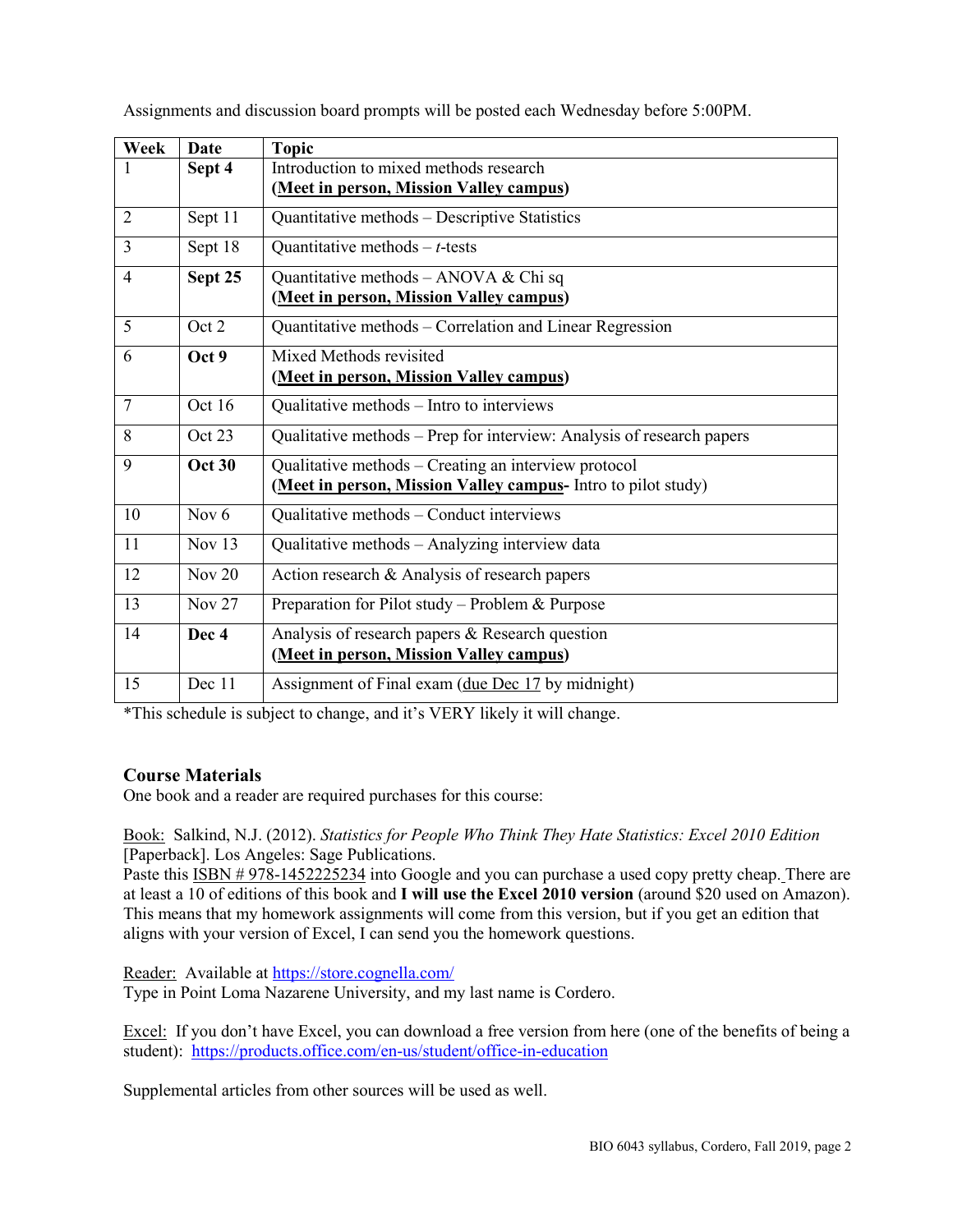Assignments and discussion board prompts will be posted each Wednesday before 5:00PM.

| Week | Date | Topic |
|---|---|---|
| 1 | **Sept 4** | Introduction to mixed methods research<br>**(Meet in person, Mission Valley campus)** |
| 2 | Sept 11 | Quantitative methods – Descriptive Statistics |
| 3 | Sept 18 | Quantitative methods – *t*-tests |
| 4 | **Sept 25** | Quantitative methods – ANOVA & Chi sq<br>**(Meet in person, Mission Valley campus)** |
| 5 | Oct 2 | Quantitative methods – Correlation and Linear Regression |
| 6 | **Oct 9** | Mixed Methods revisited<br>**(Meet in person, Mission Valley campus)** |
| 7 | Oct 16 | Qualitative methods – Intro to interviews |
| 8 | Oct 23 | Qualitative methods – Prep for interview: Analysis of research papers |
| 9 | **Oct 30** | Qualitative methods – Creating an interview protocol<br>(**Meet in person, Mission Valley campus-** Intro to pilot study) |
| 10 | Nov 6 | Qualitative methods – Conduct interviews |
| 11 | Nov 13 | Qualitative methods – Analyzing interview data |
| 12 | Nov 20 | Action research & Analysis of research papers |
| 13 | Nov 27 | Preparation for Pilot study – Problem & Purpose |
| 14 | **Dec 4** | Analysis of research papers & Research question<br>**(Meet in person, Mission Valley campus)** |
| 15 | Dec 11 | Assignment of Final exam (due Dec 17 by midnight) |

*This schedule is subject to change, and it's VERY likely it will change.

## Course Materials

One book and a reader are required purchases for this course:

Book: Salkind, N.J. (2012). *Statistics for People Who Think They Hate Statistics: Excel 2010 Edition* [Paperback]. Los Angeles: Sage Publications.
Paste this ISBN # 978-1452225234 into Google and you can purchase a used copy pretty cheap. There are at least a 10 of editions of this book and **I will use the Excel 2010 version** (around $20 used on Amazon). This means that my homework assignments will come from this version, but if you get an edition that aligns with your version of Excel, I can send you the homework questions.

Reader: Available at https://store.cognella.com/
Type in Point Loma Nazarene University, and my last name is Cordero.

Excel: If you don't have Excel, you can download a free version from here (one of the benefits of being a student): https://products.office.com/en-us/student/office-in-education

Supplemental articles from other sources will be used as well.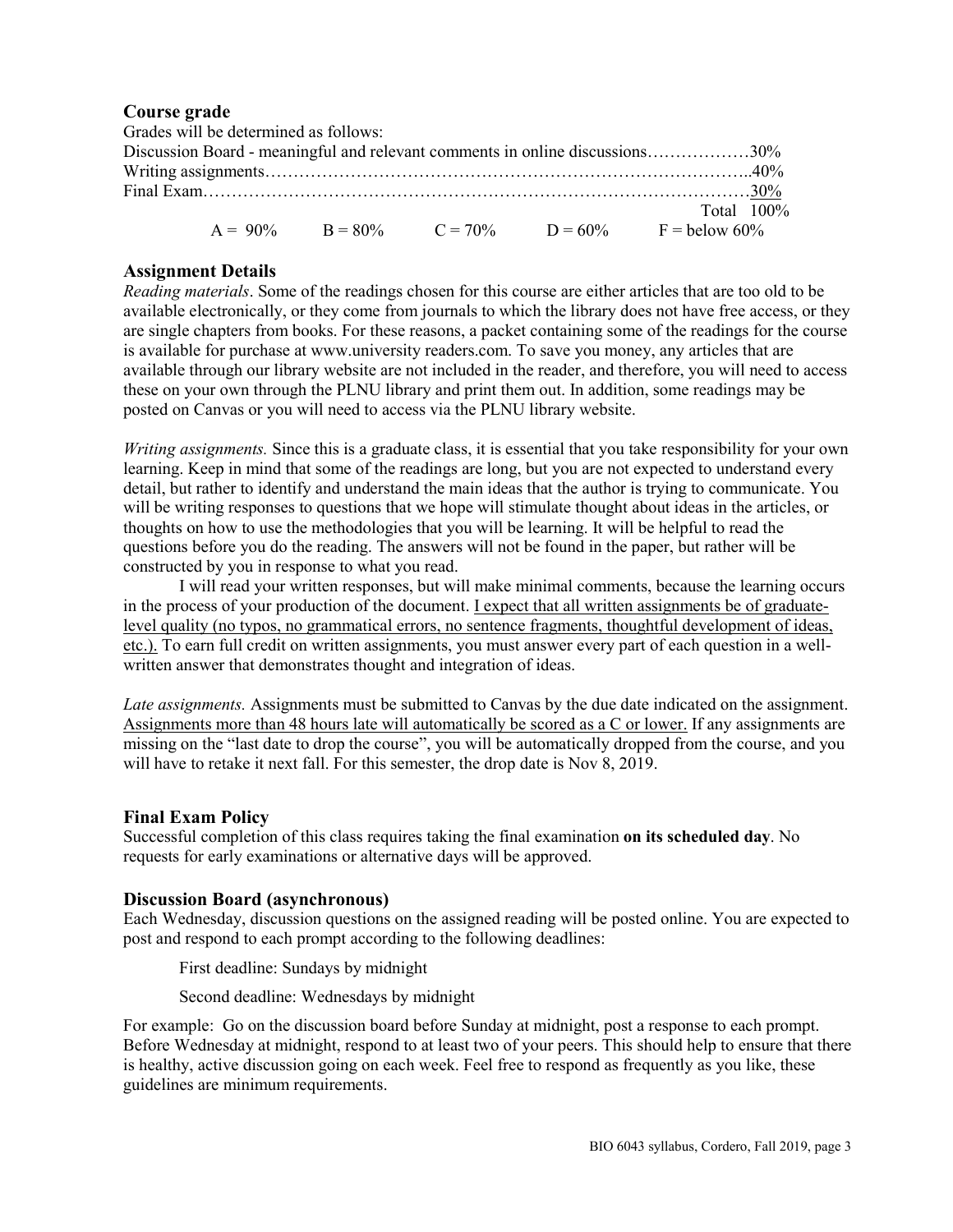## Course grade

Grades will be determined as follows:

| | |
|---|---|
| Discussion Board - meaningful and relevant comments in online discussions | 30% |
| Writing assignments | 40% |
| Final Exam | 30% |
| Total | 100% |

A = 90%  B = 80%  C = 70%  D = 60%  F = below 60%

## Assignment Details

*Reading materials*. Some of the readings chosen for this course are either articles that are too old to be available electronically, or they come from journals to which the library does not have free access, or they are single chapters from books. For these reasons, a packet containing some of the readings for the course is available for purchase at www.university readers.com. To save you money, any articles that are available through our library website are not included in the reader, and therefore, you will need to access these on your own through the PLNU library and print them out. In addition, some readings may be posted on Canvas or you will need to access via the PLNU library website.

*Writing assignments.* Since this is a graduate class, it is essential that you take responsibility for your own learning. Keep in mind that some of the readings are long, but you are not expected to understand every detail, but rather to identify and understand the main ideas that the author is trying to communicate. You will be writing responses to questions that we hope will stimulate thought about ideas in the articles, or thoughts on how to use the methodologies that you will be learning. It will be helpful to read the questions before you do the reading. The answers will not be found in the paper, but rather will be constructed by you in response to what you read.

I will read your written responses, but will make minimal comments, because the learning occurs in the process of your production of the document. <u>I expect that all written assignments be of graduate-level quality (no typos, no grammatical errors, no sentence fragments, thoughtful development of ideas, etc.).</u> To earn full credit on written assignments, you must answer every part of each question in a well-written answer that demonstrates thought and integration of ideas.

*Late assignments.* Assignments must be submitted to Canvas by the due date indicated on the assignment. <u>Assignments more than 48 hours late will automatically be scored as a C or lower.</u> If any assignments are missing on the "last date to drop the course", you will be automatically dropped from the course, and you will have to retake it next fall. For this semester, the drop date is Nov 8, 2019.

## Final Exam Policy

Successful completion of this class requires taking the final examination **on its scheduled day**. No requests for early examinations or alternative days will be approved.

## Discussion Board (asynchronous)

Each Wednesday, discussion questions on the assigned reading will be posted online. You are expected to post and respond to each prompt according to the following deadlines:

First deadline: Sundays by midnight

Second deadline: Wednesdays by midnight

For example: Go on the discussion board before Sunday at midnight, post a response to each prompt. Before Wednesday at midnight, respond to at least two of your peers. This should help to ensure that there is healthy, active discussion going on each week. Feel free to respond as frequently as you like, these guidelines are minimum requirements.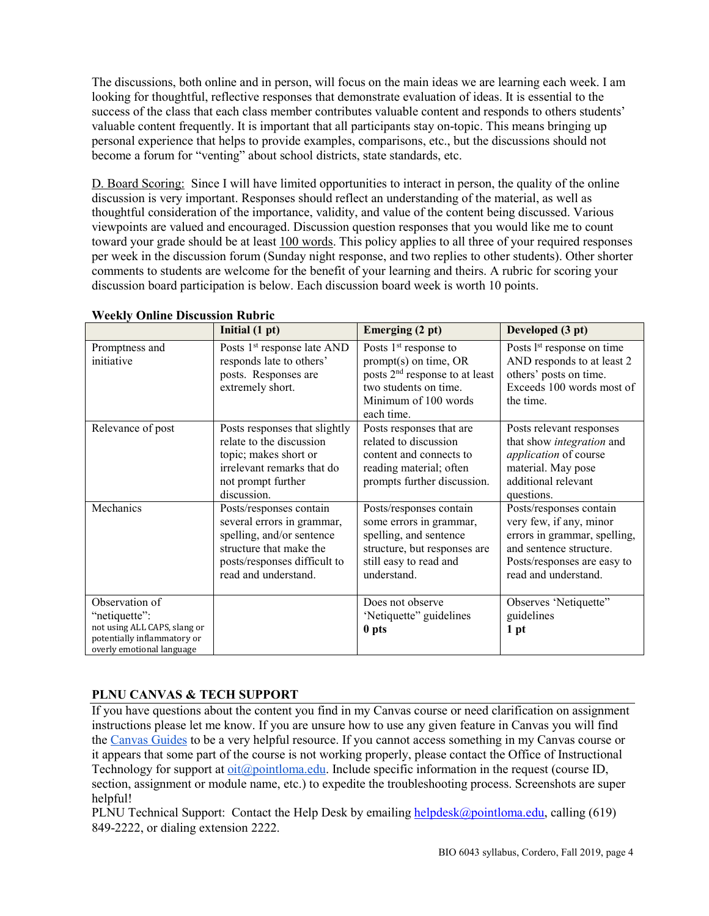The discussions, both online and in person, will focus on the main ideas we are learning each week. I am looking for thoughtful, reflective responses that demonstrate evaluation of ideas. It is essential to the success of the class that each class member contributes valuable content and responds to others students' valuable content frequently. It is important that all participants stay on-topic. This means bringing up personal experience that helps to provide examples, comparisons, etc., but the discussions should not become a forum for "venting" about school districts, state standards, etc.

D. Board Scoring: Since I will have limited opportunities to interact in person, the quality of the online discussion is very important. Responses should reflect an understanding of the material, as well as thoughtful consideration of the importance, validity, and value of the content being discussed. Various viewpoints are valued and encouraged. Discussion question responses that you would like me to count toward your grade should be at least 100 words. This policy applies to all three of your required responses per week in the discussion forum (Sunday night response, and two replies to other students). Other shorter comments to students are welcome for the benefit of your learning and theirs. A rubric for scoring your discussion board participation is below. Each discussion board week is worth 10 points.

**Weekly Online Discussion Rubric**

| | **Initial (1 pt)** | **Emerging (2 pt)** | **Developed (3 pt)** |
|---|---|---|---|
| Promptness and initiative | Posts 1st response late AND responds late to others' posts. Responses are extremely short. | Posts 1st response to prompt(s) on time, OR posts 2nd response to at least two students on time. Minimum of 100 words each time. | Posts 1st response on time AND responds to at least 2 others' posts on time. Exceeds 100 words most of the time. |
| Relevance of post | Posts responses that slightly relate to the discussion topic; makes short or irrelevant remarks that do not prompt further discussion. | Posts responses that are related to discussion content and connects to reading material; often prompts further discussion. | Posts relevant responses that show *integration* and *application* of course material. May pose additional relevant questions. |
| Mechanics | Posts/responses contain several errors in grammar, spelling, and/or sentence structure that make the posts/responses difficult to read and understand. | Posts/responses contain some errors in grammar, spelling, and sentence structure, but responses are still easy to read and understand. | Posts/responses contain very few, if any, minor errors in grammar, spelling, and sentence structure. Posts/responses are easy to read and understand. |
| Observation of "netiquette": not using ALL CAPS, slang or potentially inflammatory or overly emotional language | | Does not observe 'Netiquette" guidelines **0 pts** | Observes 'Netiquette" guidelines **1 pt** |

## PLNU CANVAS & TECH SUPPORT

If you have questions about the content you find in my Canvas course or need clarification on assignment instructions please let me know. If you are unsure how to use any given feature in Canvas you will find the Canvas Guides to be a very helpful resource. If you cannot access something in my Canvas course or it appears that some part of the course is not working properly, please contact the Office of Instructional Technology for support at oit@pointloma.edu. Include specific information in the request (course ID, section, assignment or module name, etc.) to expedite the troubleshooting process. Screenshots are super helpful!

PLNU Technical Support: Contact the Help Desk by emailing helpdesk@pointloma.edu, calling (619) 849-2222, or dialing extension 2222.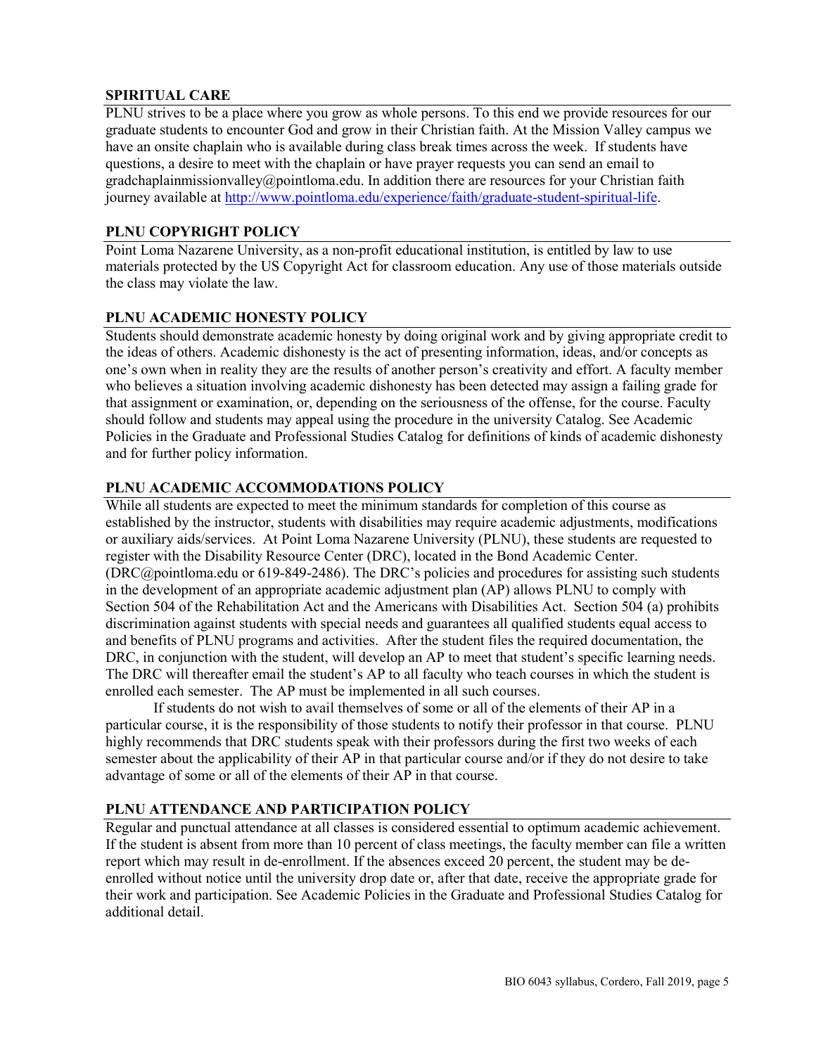## SPIRITUAL CARE

PLNU strives to be a place where you grow as whole persons. To this end we provide resources for our graduate students to encounter God and grow in their Christian faith. At the Mission Valley campus we have an onsite chaplain who is available during class break times across the week. If students have questions, a desire to meet with the chaplain or have prayer requests you can send an email to gradchaplainmissionvalley@pointloma.edu. In addition there are resources for your Christian faith journey available at [http://www.pointloma.edu/experience/faith/graduate-student-spiritual-life](http://www.pointloma.edu/experience/faith/graduate-student-spiritual-life).

## PLNU COPYRIGHT POLICY

Point Loma Nazarene University, as a non-profit educational institution, is entitled by law to use materials protected by the US Copyright Act for classroom education. Any use of those materials outside the class may violate the law.

## PLNU ACADEMIC HONESTY POLICY

Students should demonstrate academic honesty by doing original work and by giving appropriate credit to the ideas of others. Academic dishonesty is the act of presenting information, ideas, and/or concepts as one's own when in reality they are the results of another person's creativity and effort. A faculty member who believes a situation involving academic dishonesty has been detected may assign a failing grade for that assignment or examination, or, depending on the seriousness of the offense, for the course. Faculty should follow and students may appeal using the procedure in the university Catalog. See Academic Policies in the Graduate and Professional Studies Catalog for definitions of kinds of academic dishonesty and for further policy information.

## PLNU ACADEMIC ACCOMMODATIONS POLICY

While all students are expected to meet the minimum standards for completion of this course as established by the instructor, students with disabilities may require academic adjustments, modifications or auxiliary aids/services. At Point Loma Nazarene University (PLNU), these students are requested to register with the Disability Resource Center (DRC), located in the Bond Academic Center. (DRC@pointloma.edu or 619-849-2486). The DRC's policies and procedures for assisting such students in the development of an appropriate academic adjustment plan (AP) allows PLNU to comply with Section 504 of the Rehabilitation Act and the Americans with Disabilities Act. Section 504 (a) prohibits discrimination against students with special needs and guarantees all qualified students equal access to and benefits of PLNU programs and activities. After the student files the required documentation, the DRC, in conjunction with the student, will develop an AP to meet that student's specific learning needs. The DRC will thereafter email the student's AP to all faculty who teach courses in which the student is enrolled each semester. The AP must be implemented in all such courses.

If students do not wish to avail themselves of some or all of the elements of their AP in a particular course, it is the responsibility of those students to notify their professor in that course. PLNU highly recommends that DRC students speak with their professors during the first two weeks of each semester about the applicability of their AP in that particular course and/or if they do not desire to take advantage of some or all of the elements of their AP in that course.

## PLNU ATTENDANCE AND PARTICIPATION POLICY

Regular and punctual attendance at all classes is considered essential to optimum academic achievement. If the student is absent from more than 10 percent of class meetings, the faculty member can file a written report which may result in de-enrollment. If the absences exceed 20 percent, the student may be de-enrolled without notice until the university drop date or, after that date, receive the appropriate grade for their work and participation. See Academic Policies in the Graduate and Professional Studies Catalog for additional detail.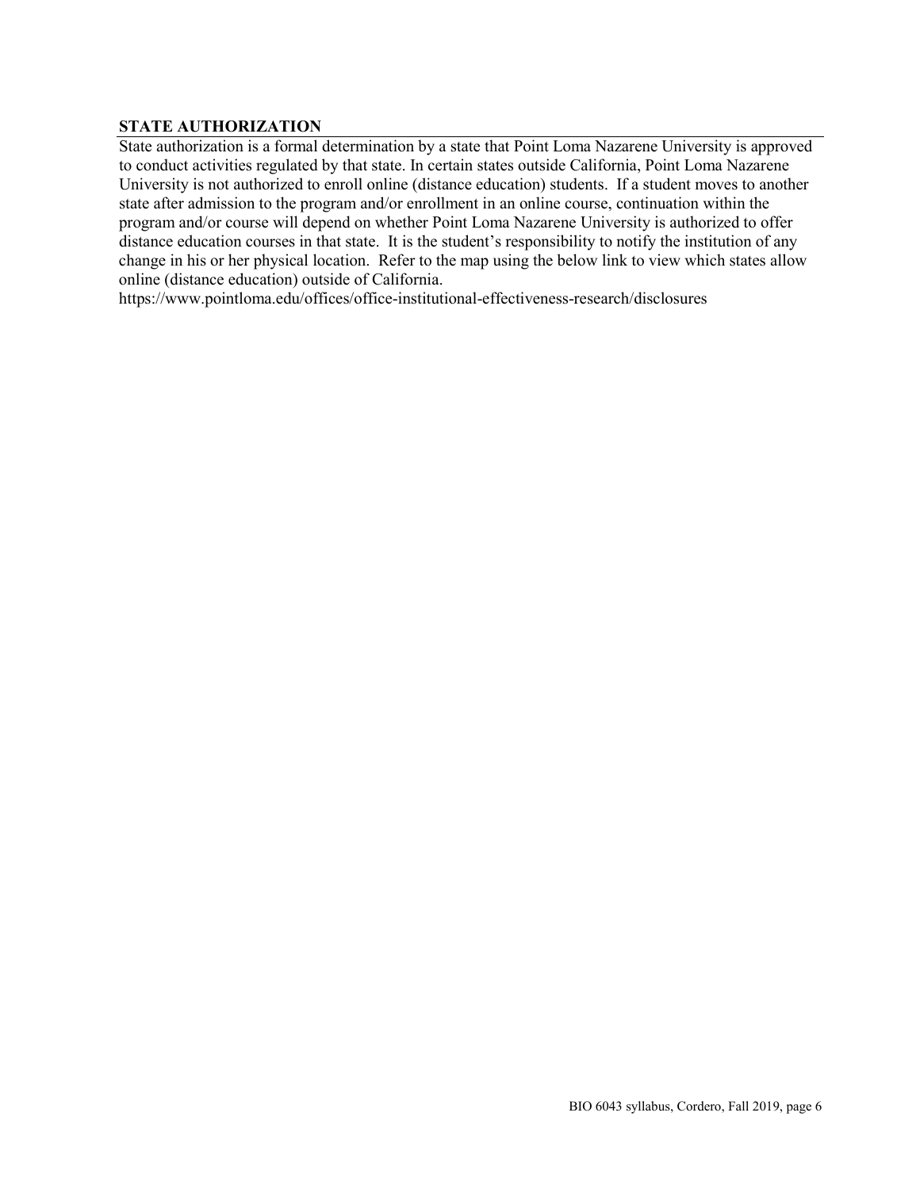### STATE AUTHORIZATION

State authorization is a formal determination by a state that Point Loma Nazarene University is approved to conduct activities regulated by that state. In certain states outside California, Point Loma Nazarene University is not authorized to enroll online (distance education) students. If a student moves to another state after admission to the program and/or enrollment in an online course, continuation within the program and/or course will depend on whether Point Loma Nazarene University is authorized to offer distance education courses in that state. It is the student's responsibility to notify the institution of any change in his or her physical location. Refer to the map using the below link to view which states allow online (distance education) outside of California.
https://www.pointloma.edu/offices/office-institutional-effectiveness-research/disclosures